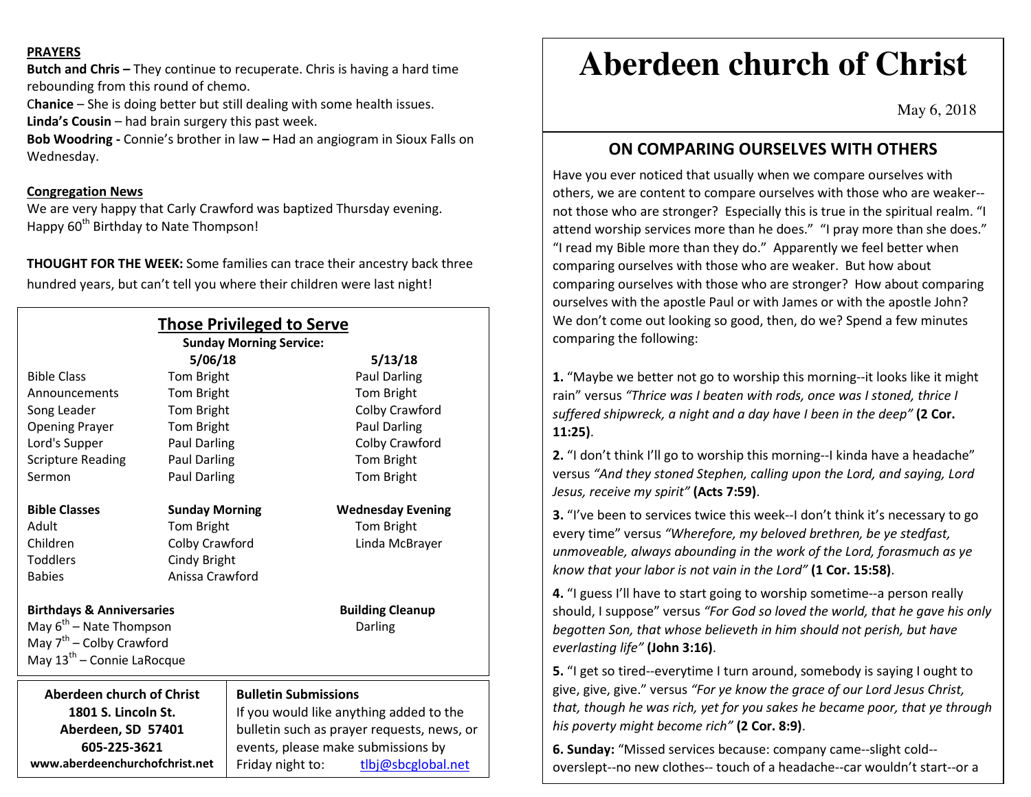**PRAYERS**

**Butch and Chris –** They continue to recuperate. Chris is having a hard time rebounding from this round of chemo.

C**hanice** – She is doing better but still dealing with some health issues.

**Linda's Cousin** – had brain surgery this past week.

**Bob Woodring -** Connie's brother in law **–** Had an angiogram in Sioux Falls on Wednesday.

**Congregation News**

We are very happy that Carly Crawford was baptized Thursday evening.
Happy 60th Birthday to Nate Thompson!

**THOUGHT FOR THE WEEK:** Some families can trace their ancestry back three hundred years, but can't tell you where their children were last night!

## Those Privileged to Serve

**Sunday Morning Service:**

| | 5/06/18 | 5/13/18 |
|---|---|---|
| Bible Class | Tom Bright | Paul Darling |
| Announcements | Tom Bright | Tom Bright |
| Song Leader | Tom Bright | Colby Crawford |
| Opening Prayer | Tom Bright | Paul Darling |
| Lord's Supper | Paul Darling | Colby Crawford |
| Scripture Reading | Paul Darling | Tom Bright |
| Sermon | Paul Darling | Tom Bright |

| **Bible Classes** | **Sunday Morning** | **Wednesday Evening** |
|---|---|---|
| Adult | Tom Bright | Tom Bright |
| Children | Colby Crawford | Linda McBrayer |
| Toddlers | Cindy Bright | |
| Babies | Anissa Crawford | |

**Birthdays & Anniversaries**

May 6th – Nate Thompson
May 7th – Colby Crawford
May 13th – Connie LaRocque

**Building Cleanup**

Darling

**Aberdeen church of Christ**
**1801 S. Lincoln St.**
**Aberdeen, SD 57401**
**605-225-3621**
**www.aberdeenchurchofchrist.net**

**Bulletin Submissions**

If you would like anything added to the bulletin such as prayer requests, news, or events, please make submissions by Friday night to: tlbj@sbcglobal.net

# Aberdeen church of Christ

May 6, 2018

## ON COMPARING OURSELVES WITH OTHERS

Have you ever noticed that usually when we compare ourselves with others, we are content to compare ourselves with those who are weaker--not those who are stronger? Especially this is true in the spiritual realm. "I attend worship services more than he does." "I pray more than she does." "I read my Bible more than they do." Apparently we feel better when comparing ourselves with those who are weaker. But how about comparing ourselves with those who are stronger? How about comparing ourselves with the apostle Paul or with James or with the apostle John? We don't come out looking so good, then, do we? Spend a few minutes comparing the following:

**1.** "Maybe we better not go to worship this morning--it looks like it might rain" versus *"Thrice was I beaten with rods, once was I stoned, thrice I suffered shipwreck, a night and a day have I been in the deep"* **(2 Cor. 11:25)**.

**2.** "I don't think I'll go to worship this morning--I kinda have a headache" versus *"And they stoned Stephen, calling upon the Lord, and saying, Lord Jesus, receive my spirit"* **(Acts 7:59)**.

**3.** "I've been to services twice this week--I don't think it's necessary to go every time" versus *"Wherefore, my beloved brethren, be ye stedfast, unmoveable, always abounding in the work of the Lord, forasmuch as ye know that your labor is not vain in the Lord"* **(1 Cor. 15:58)**.

**4.** "I guess I'll have to start going to worship sometime--a person really should, I suppose" versus *"For God so loved the world, that he gave his only begotten Son, that whose believeth in him should not perish, but have everlasting life"* **(John 3:16)**.

**5.** "I get so tired--everytime I turn around, somebody is saying I ought to give, give, give." versus *"For ye know the grace of our Lord Jesus Christ, that, though he was rich, yet for you sakes he became poor, that ye through his poverty might become rich"* **(2 Cor. 8:9)**.

**6. Sunday:** "Missed services because: company came--slight cold--overslept--no new clothes-- touch of a headache--car wouldn't start--or a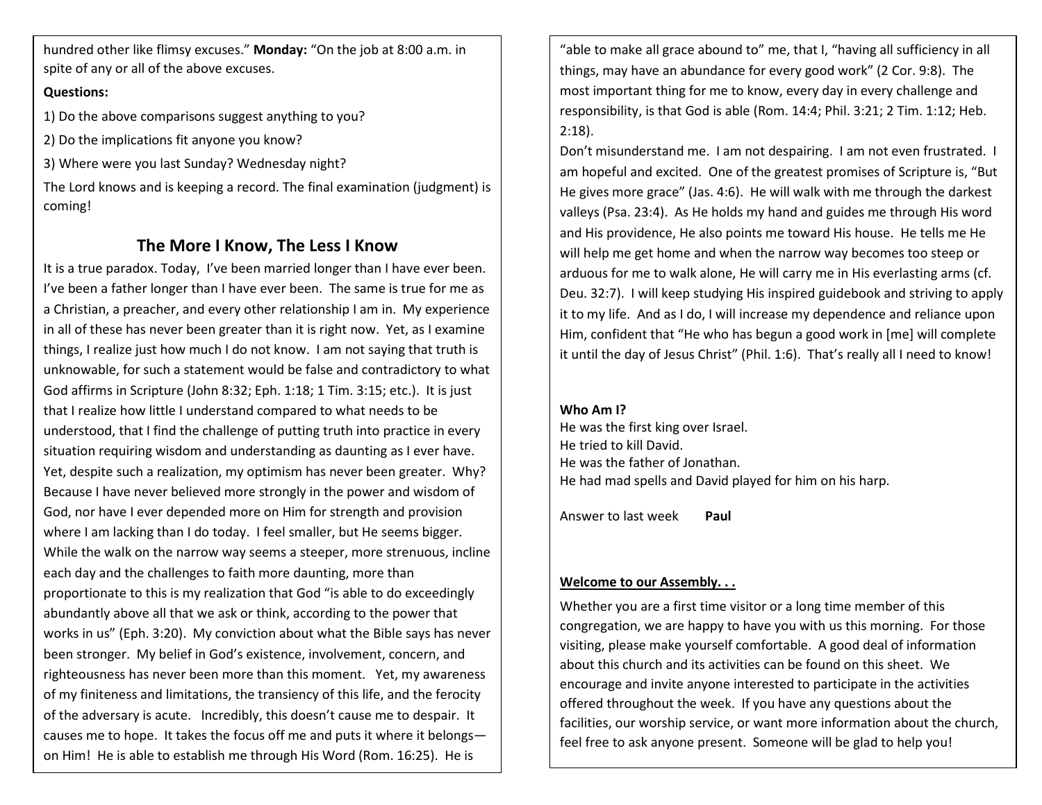hundred other like flimsy excuses." **Monday:** "On the job at 8:00 a.m. in spite of any or all of the above excuses.

**Questions:**

1) Do the above comparisons suggest anything to you?

2) Do the implications fit anyone you know?

3) Where were you last Sunday? Wednesday night?

The Lord knows and is keeping a record. The final examination (judgment) is coming!

## The More I Know, The Less I Know

It is a true paradox. Today, I've been married longer than I have ever been. I've been a father longer than I have ever been. The same is true for me as a Christian, a preacher, and every other relationship I am in. My experience in all of these has never been greater than it is right now. Yet, as I examine things, I realize just how much I do not know. I am not saying that truth is unknowable, for such a statement would be false and contradictory to what God affirms in Scripture (John 8:32; Eph. 1:18; 1 Tim. 3:15; etc.). It is just that I realize how little I understand compared to what needs to be understood, that I find the challenge of putting truth into practice in every situation requiring wisdom and understanding as daunting as I ever have. Yet, despite such a realization, my optimism has never been greater. Why? Because I have never believed more strongly in the power and wisdom of God, nor have I ever depended more on Him for strength and provision where I am lacking than I do today. I feel smaller, but He seems bigger. While the walk on the narrow way seems a steeper, more strenuous, incline each day and the challenges to faith more daunting, more than proportionate to this is my realization that God "is able to do exceedingly abundantly above all that we ask or think, according to the power that works in us" (Eph. 3:20). My conviction about what the Bible says has never been stronger. My belief in God's existence, involvement, concern, and righteousness has never been more than this moment. Yet, my awareness of my finiteness and limitations, the transiency of this life, and the ferocity of the adversary is acute. Incredibly, this doesn't cause me to despair. It causes me to hope. It takes the focus off me and puts it where it belongs—on Him! He is able to establish me through His Word (Rom. 16:25). He is "able to make all grace abound to" me, that I, "having all sufficiency in all things, may have an abundance for every good work" (2 Cor. 9:8). The most important thing for me to know, every day in every challenge and responsibility, is that God is able (Rom. 14:4; Phil. 3:21; 2 Tim. 1:12; Heb. 2:18).

Don't misunderstand me. I am not despairing. I am not even frustrated. I am hopeful and excited. One of the greatest promises of Scripture is, "But He gives more grace" (Jas. 4:6). He will walk with me through the darkest valleys (Psa. 23:4). As He holds my hand and guides me through His word and His providence, He also points me toward His house. He tells me He will help me get home and when the narrow way becomes too steep or arduous for me to walk alone, He will carry me in His everlasting arms (cf. Deu. 32:7). I will keep studying His inspired guidebook and striving to apply it to my life. And as I do, I will increase my dependence and reliance upon Him, confident that "He who has begun a good work in [me] will complete it until the day of Jesus Christ" (Phil. 1:6). That's really all I need to know!

**Who Am I?**

He was the first king over Israel.
He tried to kill David.
He was the father of Jonathan.
He had mad spells and David played for him on his harp.

Answer to last week **Paul**

**Welcome to our Assembly. . .**

Whether you are a first time visitor or a long time member of this congregation, we are happy to have you with us this morning. For those visiting, please make yourself comfortable. A good deal of information about this church and its activities can be found on this sheet. We encourage and invite anyone interested to participate in the activities offered throughout the week. If you have any questions about the facilities, our worship service, or want more information about the church, feel free to ask anyone present. Someone will be glad to help you!